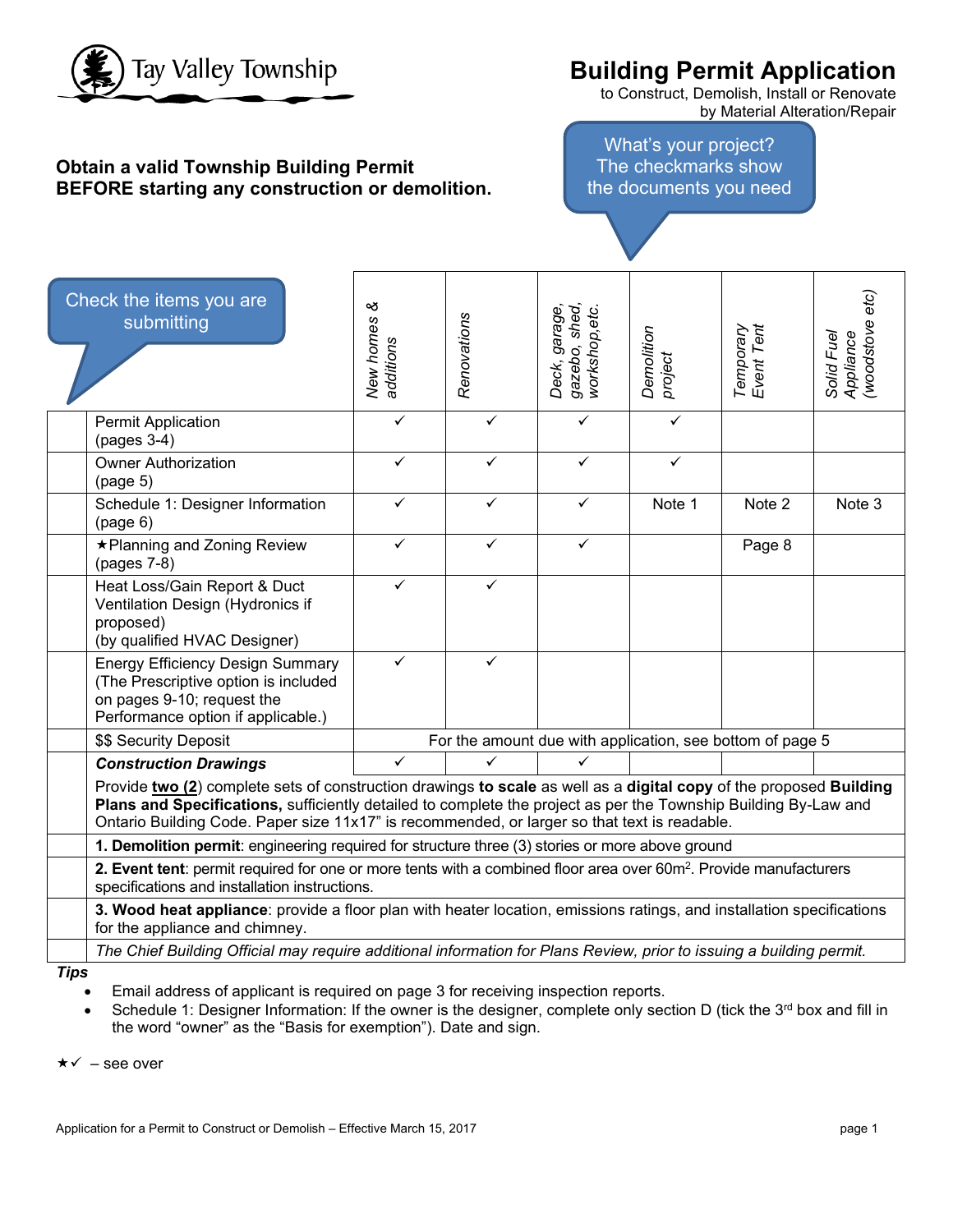Tay Valley Township

# Building Permit Application

to Construct, Demolish, Install or Renovate by Material Alteration/Repair

**Obtain a valid Township Building Permit BEFORE starting any construction or demolition.**

What's your project? The checkmarks show the documents you need

Check the items you are submitting

| | | *New homes & additions* | *Renovations* | *Deck, garage, gazebo, shed, workshop,etc.* | *Demolition project* | *Temporary Event Tent* | *Solid Fuel Appliance (woodstove etc)* |
|---|---|---|---|---|---|---|---|
| | Permit Application (pages 3-4) | ✓ | ✓ | ✓ | ✓ | | |
| | Owner Authorization (page 5) | ✓ | ✓ | ✓ | ✓ | | |
| | Schedule 1: Designer Information (page 6) | ✓ | ✓ | ✓ | Note 1 | Note 2 | Note 3 |
| | ★Planning and Zoning Review (pages 7-8) | ✓ | ✓ | ✓ | | Page 8 | |
| | Heat Loss/Gain Report & Duct Ventilation Design (Hydronics if proposed) (by qualified HVAC Designer) | ✓ | ✓ | | | | |
| | Energy Efficiency Design Summary (The Prescriptive option is included on pages 9-10; request the Performance option if applicable.) | ✓ | ✓ | | | | |
| | $$ Security Deposit | For the amount due with application, see bottom of page 5 | | | | | |
| | ***Construction Drawings*** | ✓ | ✓ | ✓ | | | |
| | Provide **two (2)** complete sets of construction drawings **to scale** as well as a **digital copy** of the proposed **Building Plans and Specifications,** sufficiently detailed to complete the project as per the Township Building By-Law and Ontario Building Code. Paper size 11x17" is recommended, or larger so that text is readable. | | | | | | |
| | **1. Demolition permit**: engineering required for structure three (3) stories or more above ground | | | | | | |
| | **2. Event tent**: permit required for one or more tents with a combined floor area over 60m². Provide manufacturers specifications and installation instructions. | | | | | | |
| | **3. Wood heat appliance**: provide a floor plan with heater location, emissions ratings, and installation specifications for the appliance and chimney. | | | | | | |
| | *The Chief Building Official may require additional information for Plans Review, prior to issuing a building permit.* | | | | | | |

***Tips***

- Email address of applicant is required on page 3 for receiving inspection reports.
- Schedule 1: Designer Information: If the owner is the designer, complete only section D (tick the 3rd box and fill in the word "owner" as the "Basis for exemption"). Date and sign.

★✓ – see over

Application for a Permit to Construct or Demolish – Effective March 15, 2017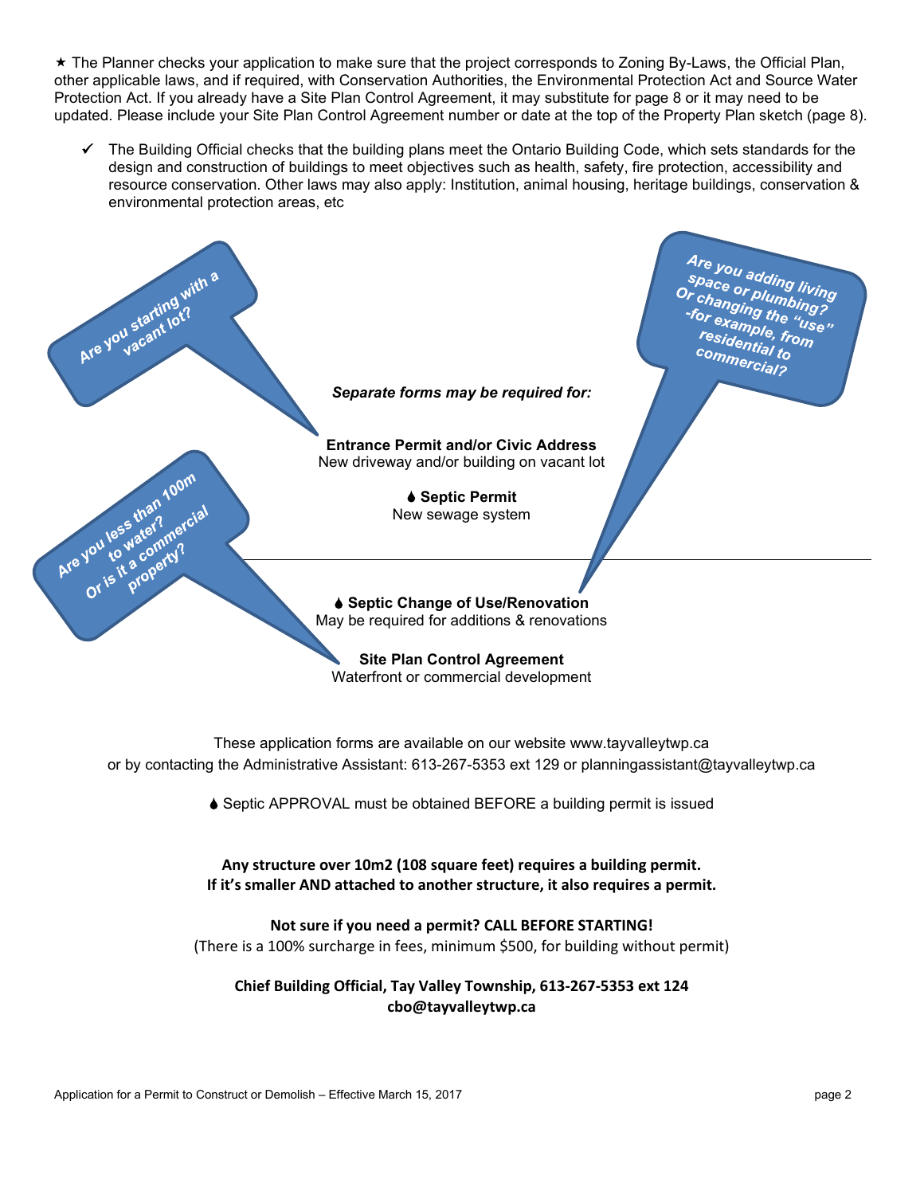★ The Planner checks your application to make sure that the project corresponds to Zoning By-Laws, the Official Plan, other applicable laws, and if required, with Conservation Authorities, the Environmental Protection Act and Source Water Protection Act. If you already have a Site Plan Control Agreement, it may substitute for page 8 or it may need to be updated. Please include your Site Plan Control Agreement number or date at the top of the Property Plan sketch (page 8).

- ✓ The Building Official checks that the building plans meet the Ontario Building Code, which sets standards for the design and construction of buildings to meet objectives such as health, safety, fire protection, accessibility and resource conservation. Other laws may also apply: Institution, animal housing, heritage buildings, conservation & environmental protection areas, etc

Are you starting with a vacant lot?

Are you adding living space or plumbing? Or changing the "use" -for example, from residential to commercial?

Are you less than 100m to water? Or is it a commercial property?

*Separate forms may be required for:*

**Entrance Permit and/or Civic Address**
New driveway and/or building on vacant lot

💧 **Septic Permit**
New sewage system

---

💧 **Septic Change of Use/Renovation**
May be required for additions & renovations

**Site Plan Control Agreement**
Waterfront or commercial development

These application forms are available on our website www.tayvalleytwp.ca
or by contacting the Administrative Assistant: 613-267-5353 ext 129 or planningassistant@tayvalleytwp.ca

💧 Septic APPROVAL must be obtained BEFORE a building permit is issued

**Any structure over 10m2 (108 square feet) requires a building permit.**
**If it's smaller AND attached to another structure, it also requires a permit.**

**Not sure if you need a permit? CALL BEFORE STARTING!**
(There is a 100% surcharge in fees, minimum $500, for building without permit)

**Chief Building Official, Tay Valley Township, 613-267-5353 ext 124**
**cbo@tayvalleytwp.ca**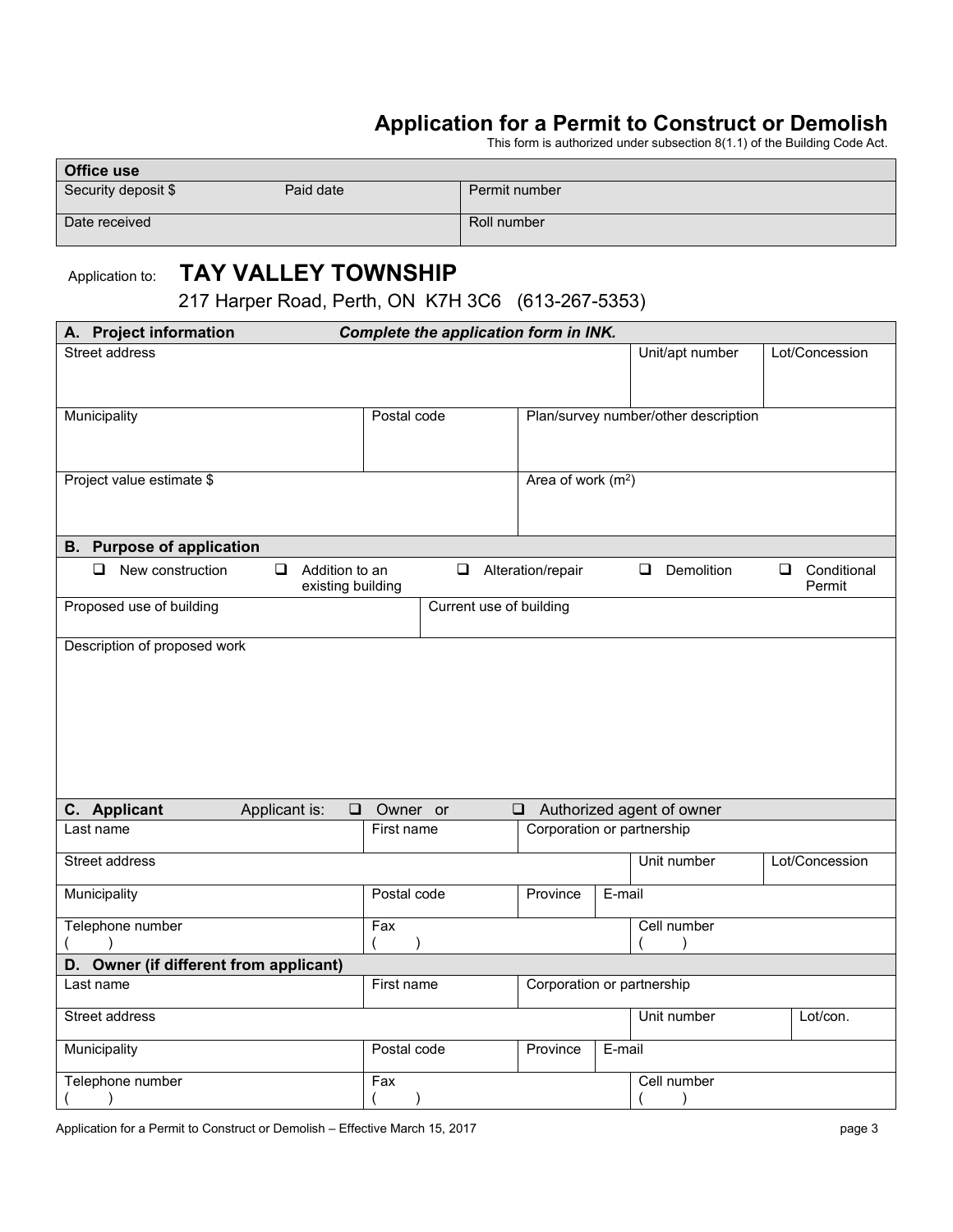# Application for a Permit to Construct or Demolish

This form is authorized under subsection 8(1.1) of the Building Code Act.

| Office use | | |
|---|---|---|
| Security deposit $ | Paid date | Permit number |
| Date received | | Roll number |

Application to: **TAY VALLEY TOWNSHIP**

217 Harper Road, Perth, ON K7H 3C6 (613-267-5353)

| **A. Project information** | ***Complete the application form in INK.*** | | |
|---|---|---|---|
| Street address | | Unit/apt number | Lot/Concession |
| Municipality | Postal code | Plan/survey number/other description | |
| Project value estimate $ | | Area of work ($m^2$) | |

| **B. Purpose of application** | | | | |
|---|---|---|---|---|
| ❑ New construction | ❑ Addition to an existing building | ❑ Alteration/repair | ❑ Demolition | ❑ Conditional Permit |
| Proposed use of building | | Current use of building | | |
| Description of proposed work | | | | |

| **C. Applicant** Applicant is: ❑ Owner or ❑ Authorized agent of owner | | | | | |
|---|---|---|---|---|---|
| Last name | First name | Corporation or partnership | | | |
| Street address | | | | Unit number | Lot/Concession |
| Municipality | Postal code | Province | E-mail | | |
| Telephone number ( ) | Fax ( ) | | | Cell number ( ) | |

| **D. Owner (if different from applicant)** | | | | | |
|---|---|---|---|---|---|
| Last name | First name | Corporation or partnership | | | |
| Street address | | | | Unit number | Lot/con. |
| Municipality | Postal code | Province | E-mail | | |
| Telephone number ( ) | Fax ( ) | | | Cell number ( ) | |

Application for a Permit to Construct or Demolish – Effective March 15, 2017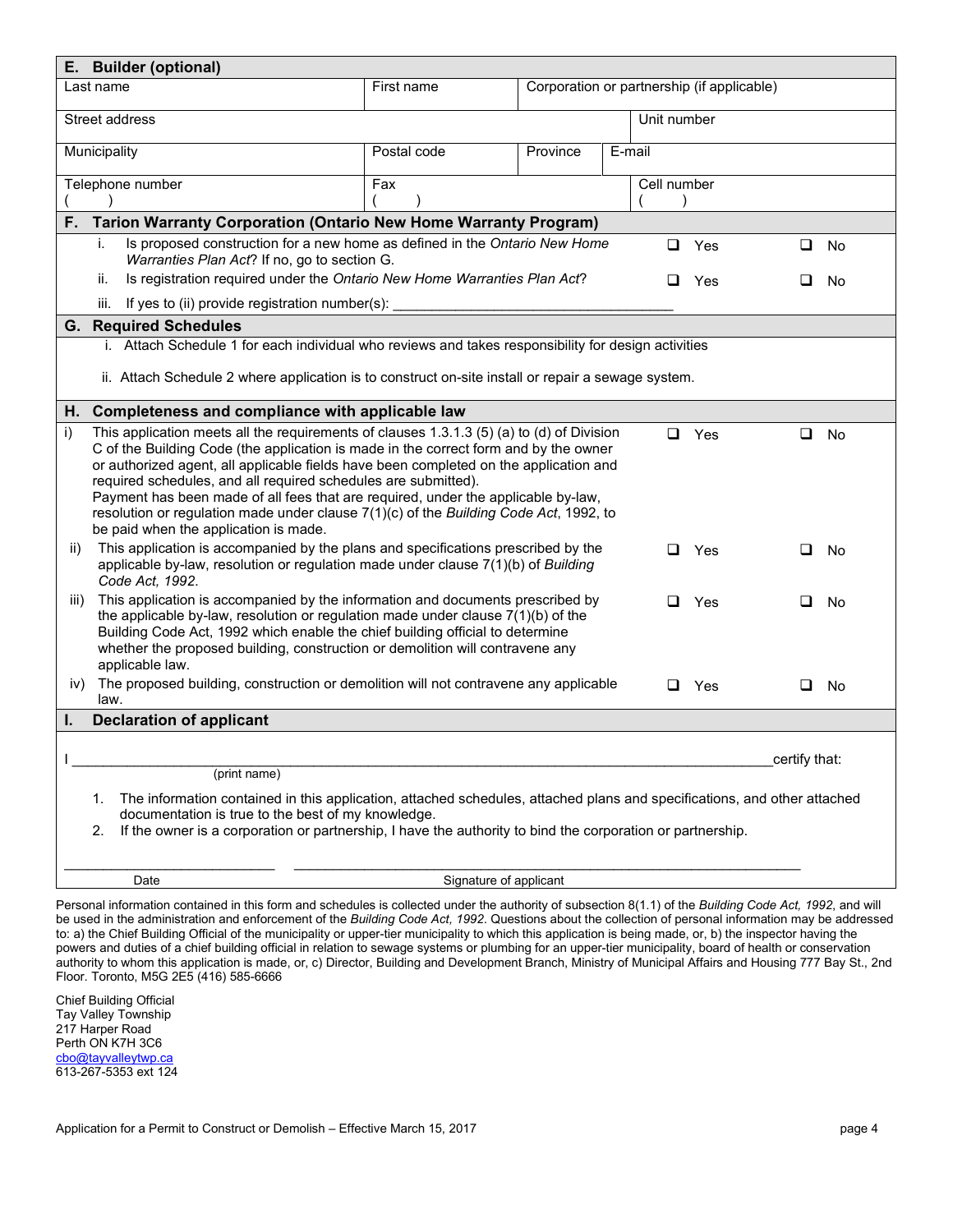## E. Builder (optional)

| Last name | First name | Corporation or partnership (if applicable) | |
|---|---|---|---|
| Street address | | | Unit number |
| Municipality | Postal code | Province | E-mail |
| Telephone number ( ) | Fax ( ) | | Cell number ( ) |

## F. Tarion Warranty Corporation (Ontario New Home Warranty Program)

| | | |
|---|---|---|
| i. Is proposed construction for a new home as defined in the *Ontario New Home Warranties Plan Act*? If no, go to section G. | ❑ Yes | ❑ No |
| ii. Is registration required under the *Ontario New Home Warranties Plan Act*? | ❑ Yes | ❑ No |
| iii. If yes to (ii) provide registration number(s): ___________________________________ | | |

## G. Required Schedules

i. Attach Schedule 1 for each individual who reviews and takes responsibility for design activities

ii. Attach Schedule 2 where application is to construct on-site install or repair a sewage system.

## H. Completeness and compliance with applicable law

| | | |
|---|---|---|
| i) This application meets all the requirements of clauses 1.3.1.3 (5) (a) to (d) of Division C of the Building Code (the application is made in the correct form and by the owner or authorized agent, all applicable fields have been completed on the application and required schedules, and all required schedules are submitted). Payment has been made of all fees that are required, under the applicable by-law, resolution or regulation made under clause 7(1)(c) of the *Building Code Act*, 1992, to be paid when the application is made. | ❑ Yes | ❑ No |
| ii) This application is accompanied by the plans and specifications prescribed by the applicable by-law, resolution or regulation made under clause 7(1)(b) of *Building Code Act, 1992*. | ❑ Yes | ❑ No |
| iii) This application is accompanied by the information and documents prescribed by the applicable by-law, resolution or regulation made under clause 7(1)(b) of the Building Code Act, 1992 which enable the chief building official to determine whether the proposed building, construction or demolition will contravene any applicable law. | ❑ Yes | ❑ No |
| iv) The proposed building, construction or demolition will not contravene any applicable law. | ❑ Yes | ❑ No |

## I. Declaration of applicant

I ______________________________________________________________________ certify that:
(print name)

1. The information contained in this application, attached schedules, attached plans and specifications, and other attached documentation is true to the best of my knowledge.
2. If the owner is a corporation or partnership, I have the authority to bind the corporation or partnership.

____________________________ ____________________________________________________

Date Signature of applicant

Personal information contained in this form and schedules is collected under the authority of subsection 8(1.1) of the *Building Code Act, 1992*, and will be used in the administration and enforcement of the *Building Code Act, 1992*. Questions about the collection of personal information may be addressed to: a) the Chief Building Official of the municipality or upper-tier municipality to which this application is being made, or, b) the inspector having the powers and duties of a chief building official in relation to sewage systems or plumbing for an upper-tier municipality, board of health or conservation authority to whom this application is made, or, c) Director, Building and Development Branch, Ministry of Municipal Affairs and Housing 777 Bay St., 2nd Floor. Toronto, M5G 2E5 (416) 585-6666

Chief Building Official
Tay Valley Township
217 Harper Road
Perth ON K7H 3C6
cbo@tayvalleytwp.ca
613-267-5353 ext 124

Application for a Permit to Construct or Demolish – Effective March 15, 2017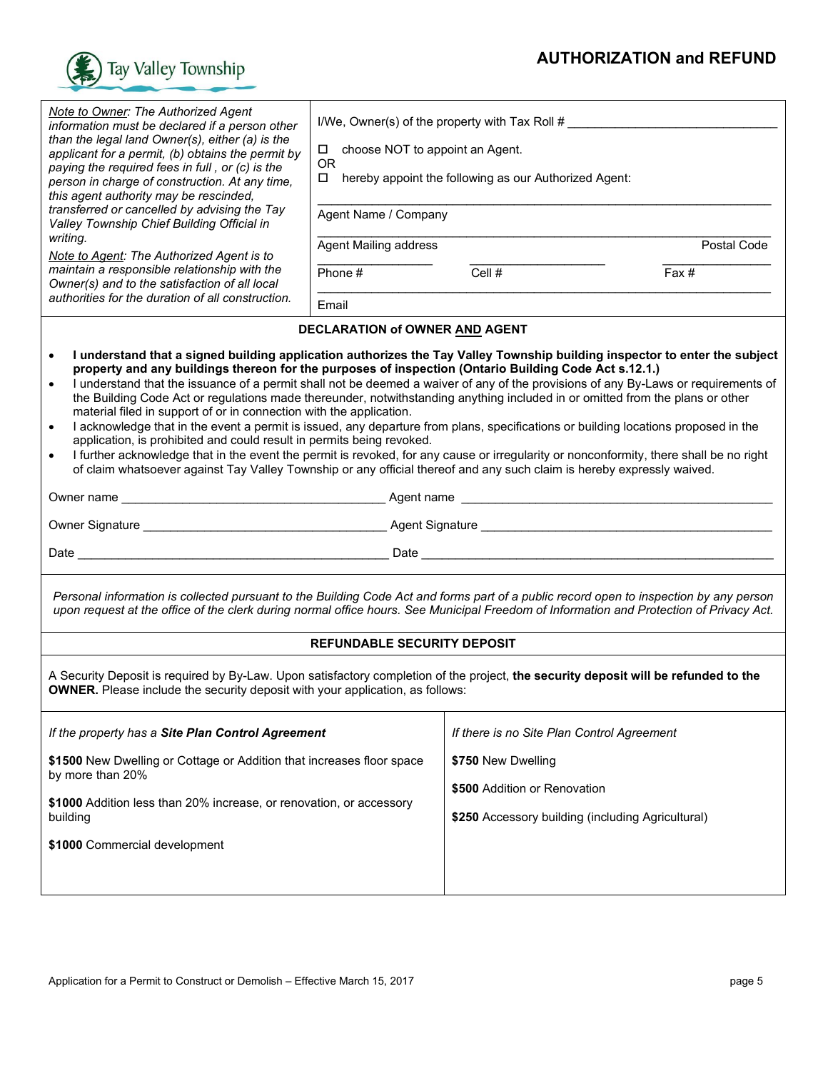Tay Valley Township

# AUTHORIZATION and REFUND

| *Note to Owner: The Authorized Agent information must be declared if a person other than the legal land Owner(s), either (a) is the applicant for a permit, (b) obtains the permit by paying the required fees in full , or (c) is the person in charge of construction. At any time, this agent authority may be rescinded, transferred or cancelled by advising the Tay Valley Township Chief Building Official in writing.* | I/We, Owner(s) of the property with Tax Roll # ______________________________ |
|---|---|
| *Note to Agent: The Authorized Agent is to maintain a responsible relationship with the Owner(s) and to the satisfaction of all local authorities for the duration of all construction.* | ☐ choose NOT to appoint an Agent.<br>OR<br>☐ hereby appoint the following as our Authorized Agent:<br><br>______________________________<br>Agent Name / Company<br>______________________________<br>Agent Mailing address Postal Code<br>Phone # ________ Cell # ________ Fax # ________<br>______________________________<br>Email |

## DECLARATION of OWNER AND AGENT

- **I understand that a signed building application authorizes the Tay Valley Township building inspector to enter the subject property and any buildings thereon for the purposes of inspection (Ontario Building Code Act s.12.1.)**
- I understand that the issuance of a permit shall not be deemed a waiver of any of the provisions of any By-Laws or requirements of the Building Code Act or regulations made thereunder, notwithstanding anything included in or omitted from the plans or other material filed in support of or in connection with the application.
- I acknowledge that in the event a permit is issued, any departure from plans, specifications or building locations proposed in the application, is prohibited and could result in permits being revoked.
- I further acknowledge that in the event the permit is revoked, for any cause or irregularity or nonconformity, there shall be no right of claim whatsoever against Tay Valley Township or any official thereof and any such claim is hereby expressly waived.

Owner name ______________________________ Agent name ______________________________

Owner Signature ______________________________ Agent Signature ______________________________

Date ______________________________ Date ______________________________

*Personal information is collected pursuant to the Building Code Act and forms part of a public record open to inspection by any person upon request at the office of the clerk during normal office hours. See Municipal Freedom of Information and Protection of Privacy Act.*

## REFUNDABLE SECURITY DEPOSIT

A Security Deposit is required by By-Law. Upon satisfactory completion of the project, **the security deposit will be refunded to the OWNER.** Please include the security deposit with your application, as follows:

| *If the property has a* ***Site Plan Control Agreement*** | *If there is no Site Plan Control Agreement* |
|---|---|
| **$1500** New Dwelling or Cottage or Addition that increases floor space by more than 20% | **$750** New Dwelling |
| **$1000** Addition less than 20% increase, or renovation, or accessory building | **$500** Addition or Renovation |
| **$1000** Commercial development | **$250** Accessory building (including Agricultural) |

Application for a Permit to Construct or Demolish – Effective March 15, 2017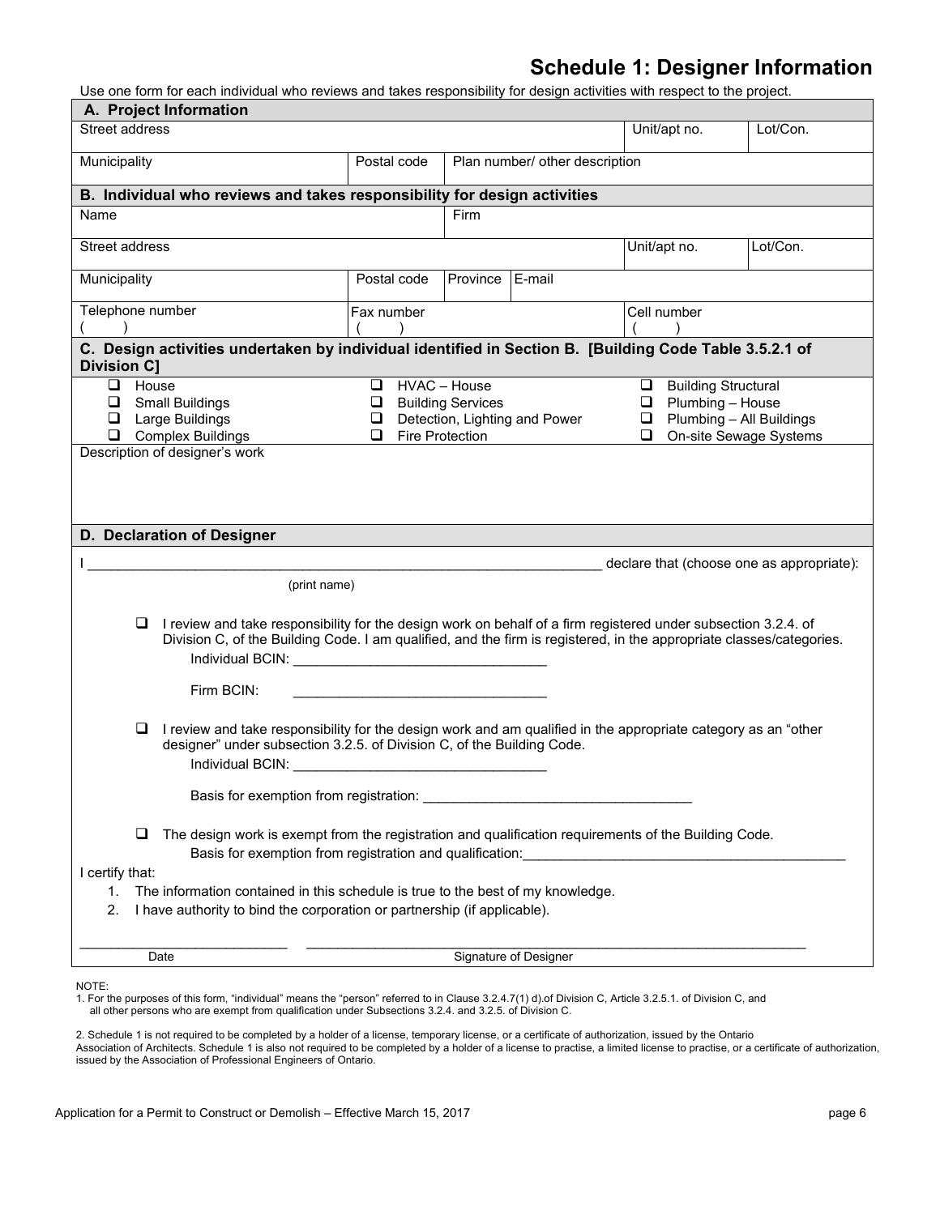# Schedule 1: Designer Information

Use one form for each individual who reviews and takes responsibility for design activities with respect to the project.

## A. Project Information

| Street address | | | Unit/apt no. | Lot/Con. |
|---|---|---|---|---|
| Municipality | Postal code | Plan number/ other description | | |

## B. Individual who reviews and takes responsibility for design activities

| Name | | Firm | | | |
|---|---|---|---|---|---|
| Street address | | | | Unit/apt no. | Lot/Con. |
| Municipality | Postal code | Province | E-mail | | |
| Telephone number ( ) | Fax number ( ) | | | Cell number ( ) | |

## C. Design activities undertaken by individual identified in Section B. [Building Code Table 3.5.2.1 of Division C]

- ❑ House
- ❑ Small Buildings
- ❑ Large Buildings
- ❑ Complex Buildings
- ❑ HVAC – House
- ❑ Building Services
- ❑ Detection, Lighting and Power
- ❑ Fire Protection
- ❑ Building Structural
- ❑ Plumbing – House
- ❑ Plumbing – All Buildings
- ❑ On-site Sewage Systems

Description of designer's work

## D. Declaration of Designer

I _______________________________________________ declare that (choose one as appropriate):
(print name)

❑ I review and take responsibility for the design work on behalf of a firm registered under subsection 3.2.4. of Division C, of the Building Code. I am qualified, and the firm is registered, in the appropriate classes/categories.

Individual BCIN: ______________________________

Firm BCIN: ______________________________

❑ I review and take responsibility for the design work and am qualified in the appropriate category as an "other designer" under subsection 3.2.5. of Division C, of the Building Code.

Individual BCIN: ______________________________

Basis for exemption from registration: ______________________________

❑ The design work is exempt from the registration and qualification requirements of the Building Code.

Basis for exemption from registration and qualification: ______________________________

I certify that:

1. The information contained in this schedule is true to the best of my knowledge.
2. I have authority to bind the corporation or partnership (if applicable).

______________________ Date

______________________________ Signature of Designer

NOTE:
1. For the purposes of this form, "individual" means the "person" referred to in Clause 3.2.4.7(1) d).of Division C, Article 3.2.5.1. of Division C, and all other persons who are exempt from qualification under Subsections 3.2.4. and 3.2.5. of Division C.

2. Schedule 1 is not required to be completed by a holder of a license, temporary license, or a certificate of authorization, issued by the Ontario Association of Architects. Schedule 1 is also not required to be completed by a holder of a license to practise, a limited license to practise, or a certificate of authorization, issued by the Association of Professional Engineers of Ontario.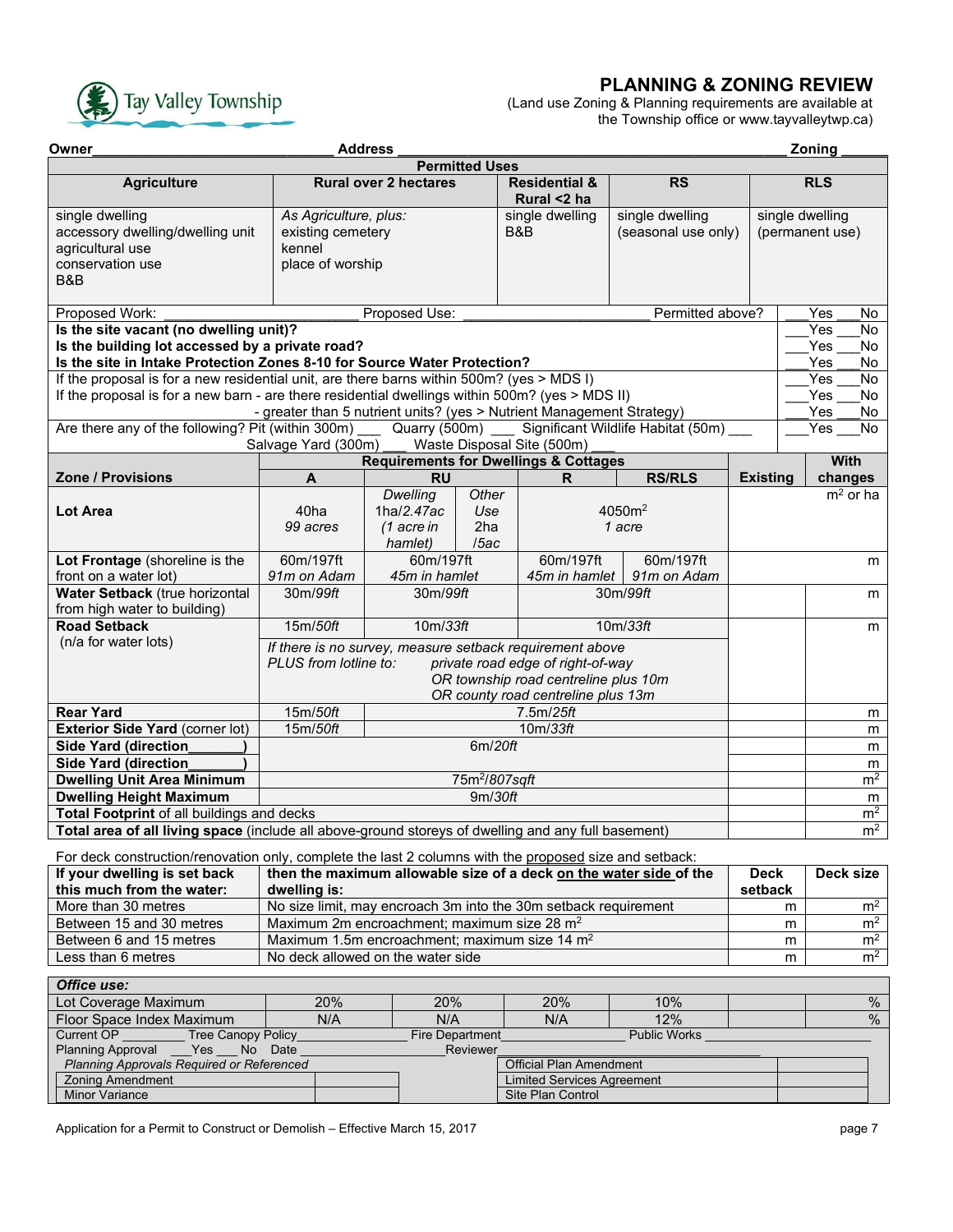Tay Valley Township

# PLANNING & ZONING REVIEW

(Land use Zoning & Planning requirements are available at the Township office or www.tayvalleytwp.ca)

Owner______________________________ Address ________________________________________________ Zoning ______

| Permitted Uses | | | | |
|---|---|---|---|---|
| **Agriculture** | **Rural over 2 hectares** | **Residential & Rural <2 ha** | **RS** | **RLS** |
| single dwelling<br>accessory dwelling/dwelling unit<br>agricultural use<br>conservation use<br>B&B | *As Agriculture, plus:*<br>existing cemetery<br>kennel<br>place of worship | single dwelling<br>B&B | single dwelling<br>(seasonal use only) | single dwelling<br>(permanent use) |

| | |
|---|---|
| Proposed Work: ________________________ Proposed Use: ________________________ Permitted above? | ___Yes ___No |
| **Is the site vacant (no dwelling unit)?** | ___Yes ___No |
| **Is the building lot accessed by a private road?** | ___Yes ___No |
| **Is the site in Intake Protection Zones 8-10 for Source Water Protection?** | ___Yes ___No |
| If the proposal is for a new residential unit, are there barns within 500m? (yes > MDS I) | ___Yes ___No |
| If the proposal is for a new barn - are there residential dwellings within 500m? (yes > MDS II) | ___Yes ___No |
| - greater than 5 nutrient units? (yes > Nutrient Management Strategy) | ___Yes ___No |
| Are there any of the following? Pit (within 300m) ___ Quarry (500m) ___ Significant Wildlife Habitat (50m) ___ Salvage Yard (300m) ___ Waste Disposal Site (500m) ___ | ___Yes ___No |

| Zone / Provisions | Requirements for Dwellings & Cottages | | | | | Existing | With changes |
|---|---|---|---|---|---|---|---|
| | **A** | **RU** | | **R** | **RS/RLS** | | |
| | | *Dwelling* | *Other Use* | | | | |
| **Lot Area** | 40ha<br>*99 acres* | 1ha/*2.47ac*<br>*(1 acre in hamlet)* | 2ha<br>*/5ac* | 4050m²<br>*1 acre* | | | m² or ha |
| **Lot Frontage** (shoreline is the front on a water lot) | 60m/197ft<br>*91m on Adam* | 60m/197ft<br>*45m in hamlet* | | 60m/197ft<br>*45m in hamlet* | 60m/197ft<br>*91m on Adam* | | m |
| **Water Setback** (true horizontal from high water to building) | 30m/*99ft* | 30m/*99ft* | | 30m/*99ft* | | | m |
| **Road Setback**<br>(n/a for water lots) | 15m/*50ft* | 10m/*33ft* | | 10m/*33ft* | | | m |
| | *If there is no survey, measure setback requirement above PLUS from lotline to: private road edge of right-of-way OR township road centreline plus 10m OR county road centreline plus 13m* | | | | | | |
| **Rear Yard** | 15m/*50ft* | 7.5m/*25ft* | | | | | m |
| **Exterior Side Yard** (corner lot) | 15m/*50ft* | 10m/*33ft* | | | | | m |
| **Side Yard (direction_______)** | 6m/*20ft* | | | | | | m |
| **Side Yard (direction_______)** | | | | | | | m |
| **Dwelling Unit Area Minimum** | 75m²/*807sqft* | | | | | | m² |
| **Dwelling Height Maximum** | 9m/*30ft* | | | | | | m |
| **Total Footprint** of all buildings and decks | | | | | | | m² |
| **Total area of all living space** (include all above-ground storeys of dwelling and any full basement) | | | | | | | m² |

For deck construction/renovation only, complete the last 2 columns with the proposed size and setback:

| If your dwelling is set back this much from the water: | then the maximum allowable size of a deck on the water side of the dwelling is: | Deck setback | Deck size |
|---|---|---|---|
| More than 30 metres | No size limit, may encroach 3m into the 30m setback requirement | m | m² |
| Between 15 and 30 metres | Maximum 2m encroachment; maximum size 28 m² | m | m² |
| Between 6 and 15 metres | Maximum 1.5m encroachment; maximum size 14 m² | m | m² |
| Less than 6 metres | No deck allowed on the water side | m | m² |

| *Office use:* | | | | | | |
|---|---|---|---|---|---|---|
| Lot Coverage Maximum | 20% | 20% | 20% | 10% | | % |
| Floor Space Index Maximum | N/A | N/A | N/A | 12% | | % |

Current OP ________ Tree Canopy Policy______________ Fire Department______________ Public Works ______________

Planning Approval ___Yes ___No Date ________________ Reviewer______________________

| *Planning Approvals Required or Referenced* | | | |
|---|---|---|---|
| Zoning Amendment | | Official Plan Amendment | |
| Minor Variance | | Limited Services Agreement | |
| | | Site Plan Control | |

Application for a Permit to Construct or Demolish – Effective March 15, 2017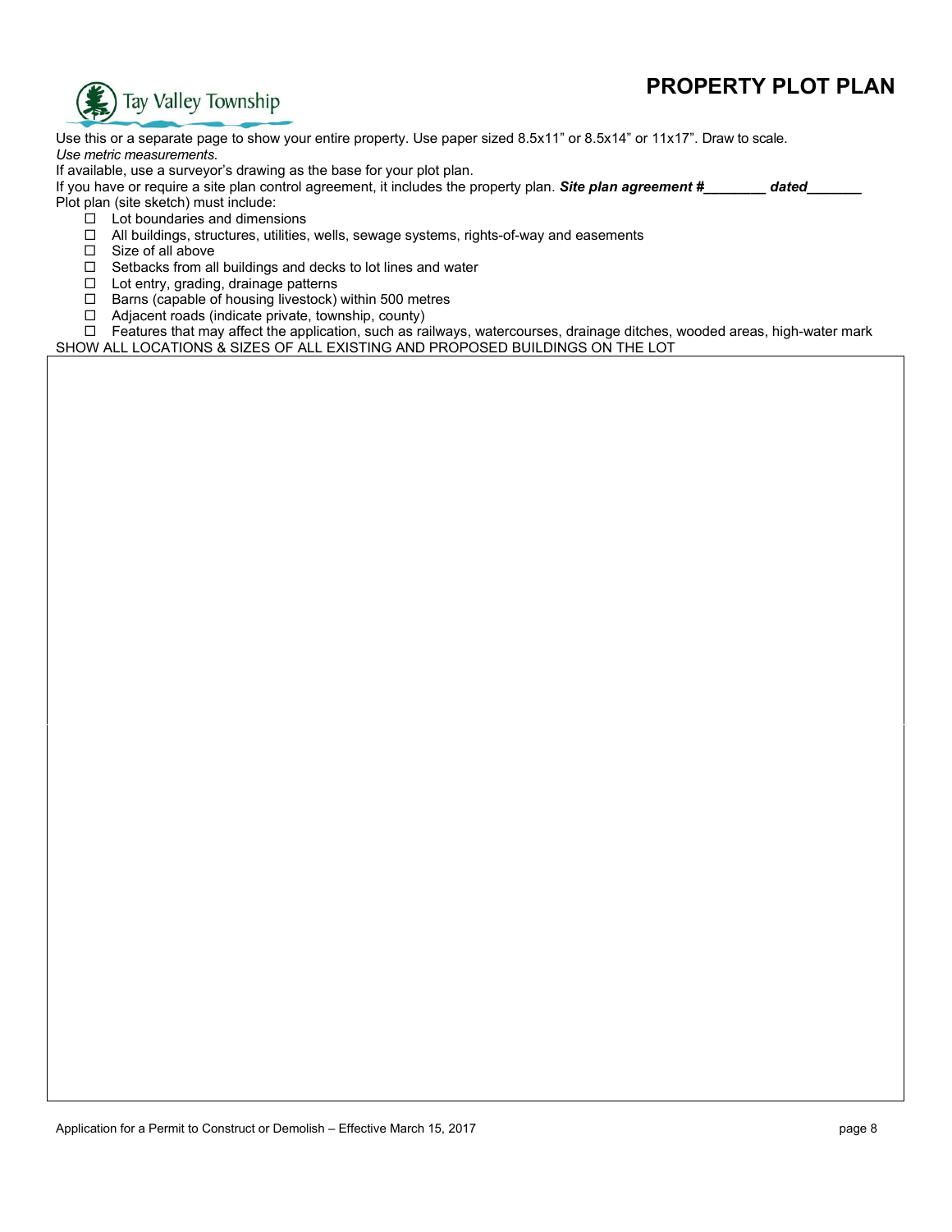Tay Valley Township

# PROPERTY PLOT PLAN

Use this or a separate page to show your entire property. Use paper sized 8.5x11" or 8.5x14" or 11x17". Draw to scale.
*Use metric measurements.*
If available, use a surveyor's drawing as the base for your plot plan.
If you have or require a site plan control agreement, it includes the property plan. ***Site plan agreement #________ dated_______***
Plot plan (site sketch) must include:

- ☐ Lot boundaries and dimensions
- ☐ All buildings, structures, utilities, wells, sewage systems, rights-of-way and easements
- ☐ Size of all above
- ☐ Setbacks from all buildings and decks to lot lines and water
- ☐ Lot entry, grading, drainage patterns
- ☐ Barns (capable of housing livestock) within 500 metres
- ☐ Adjacent roads (indicate private, township, county)
- ☐ Features that may affect the application, such as railways, watercourses, drainage ditches, wooded areas, high-water mark

SHOW ALL LOCATIONS & SIZES OF ALL EXISTING AND PROPOSED BUILDINGS ON THE LOT

Application for a Permit to Construct or Demolish – Effective March 15, 2017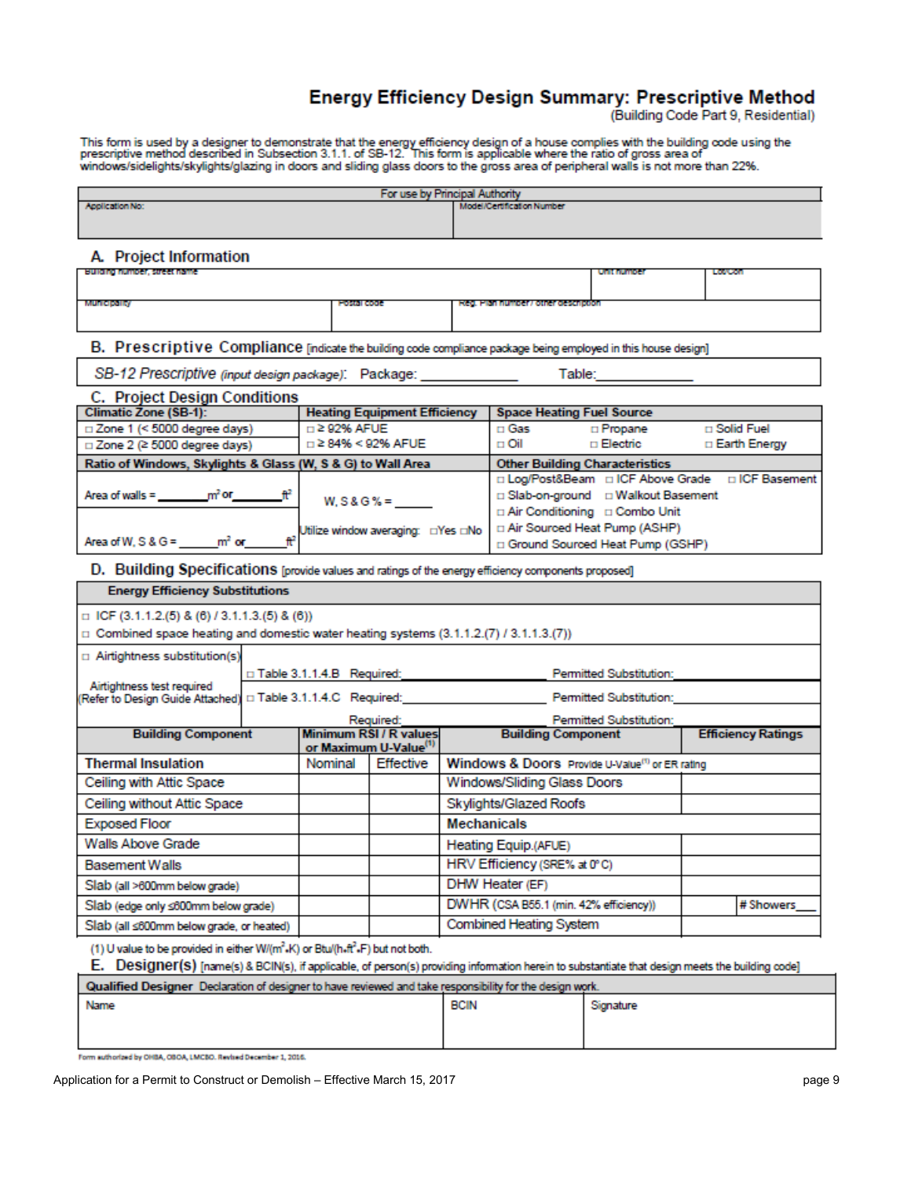# Energy Efficiency Design Summary: Prescriptive Method

(Building Code Part 9, Residential)

This form is used by a designer to demonstrate that the energy efficiency design of a house complies with the building code using the prescriptive method described in Subsection 3.1.1. of SB-12. This form is applicable where the ratio of gross area of windows/sidelights/skylights/glazing in doors and sliding glass doors to the gross area of peripheral walls is not more than 22%.

| For use by Principal Authority | |
|---|---|
| Application No: | Model/Certification Number |

## A. Project Information

| Building number, street name | | Unit number | Lot/Con |
|---|---|---|---|
| Municipality | Postal code | Reg. Plan number / other description | |

## B. Prescriptive Compliance [indicate the building code compliance package being employed in this house design]

*SB-12 Prescriptive* (input design package): Package: ____________ Table:____________

## C. Project Design Conditions

| Climatic Zone (SB-1): | Heating Equipment Efficiency | Space Heating Fuel Source | | |
|---|---|---|---|---|
| □ Zone 1 (< 5000 degree days) | □ ≥ 92% AFUE | □ Gas | □ Propane | □ Solid Fuel |
| □ Zone 2 (≥ 5000 degree days) | □ ≥ 84% < 92% AFUE | □ Oil | □ Electric | □ Earth Energy |
| **Ratio of Windows, Skylights & Glass (W, S & G) to Wall Area** | | **Other Building Characteristics** | | |
| Area of walls = ________m² or________ft² | W, S & G % = _____ | □ Log/Post&Beam □ ICF Above Grade □ ICF Basement | | |
| | | □ Slab-on-ground □ Walkout Basement | | |
| | | □ Air Conditioning □ Combo Unit | | |
| Area of W, S & G = ______m² or______ft² | Utilize window averaging: □Yes □No | □ Air Sourced Heat Pump (ASHP) | | |
| | | □ Ground Sourced Heat Pump (GSHP) | | |

## D. Building Specifications [provide values and ratings of the energy efficiency components proposed]

**Energy Efficiency Substitutions**

□ ICF (3.1.1.2.(5) & (6) / 3.1.1.3.(5) & (6))

□ Combined space heating and domestic water heating systems (3.1.1.2.(7) / 3.1.1.3.(7))

| □ Airtightness substitution(s) | | |
|---|---|---|
| Airtightness test required (Refer to Design Guide Attached) | □ Table 3.1.1.4.B Required:____________ | Permitted Substitution:____________ |
| | □ Table 3.1.1.4.C Required:____________ | Permitted Substitution:____________ |
| | Required:____________ | Permitted Substitution:____________ |

| Building Component | Minimum RSI / R values or Maximum U-Value(1) | | Building Component | Efficiency Ratings |
|---|---|---|---|---|
| **Thermal Insulation** | Nominal | Effective | **Windows & Doors** Provide U-Value(1) or ER rating | |
| Ceiling with Attic Space | | | Windows/Sliding Glass Doors | |
| Ceiling without Attic Space | | | Skylights/Glazed Roofs | |
| Exposed Floor | | | **Mechanicals** | |
| Walls Above Grade | | | Heating Equip.(AFUE) | |
| Basement Walls | | | HRV Efficiency (SRE% at 0°C) | |
| Slab (all >600mm below grade) | | | DHW Heater (EF) | |
| Slab (edge only ≤600mm below grade) | | | DWHR (CSA B55.1 (min. 42% efficiency)) | # Showers___ |
| Slab (all ≤600mm below grade, or heated) | | | Combined Heating System | |

(1) U value to be provided in either W/(m²•K) or Btu/(h•ft²•F) but not both.

## E. Designer(s) [name(s) & BCIN(s), if applicable, of person(s) providing information herein to substantiate that design meets the building code]

| Qualified Designer Declaration of designer to have reviewed and take responsibility for the design work. | | |
|---|---|---|
| Name | BCIN | Signature |

Form authorized by OHBA, OBOA, LMCBO. Revised December 1, 2016.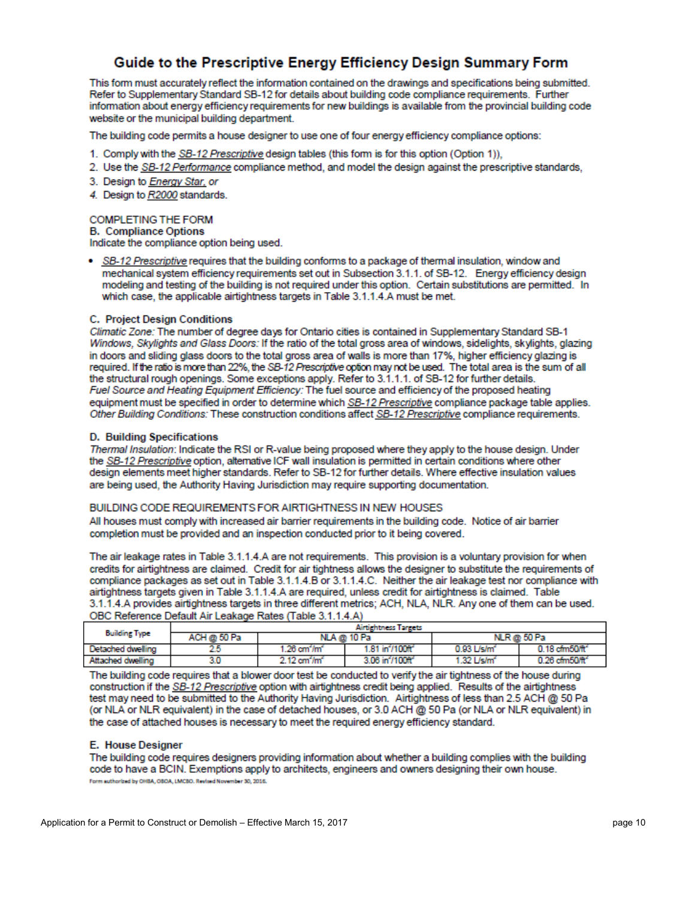# Guide to the Prescriptive Energy Efficiency Design Summary Form

This form must accurately reflect the information contained on the drawings and specifications being submitted. Refer to Supplementary Standard SB-12 for details about building code compliance requirements. Further information about energy efficiency requirements for new buildings is available from the provincial building code website or the municipal building department.

The building code permits a house designer to use one of four energy efficiency compliance options:

1. Comply with the *SB-12 Prescriptive* design tables (this form is for this option (Option 1)),
2. Use the *SB-12 Performance* compliance method, and model the design against the prescriptive standards,
3. Design to *Energy Star*, or
4. Design to *R2000* standards.

COMPLETING THE FORM

**B. Compliance Options**

Indicate the compliance option being used.

- *SB-12 Prescriptive* requires that the building conforms to a package of thermal insulation, window and mechanical system efficiency requirements set out in Subsection 3.1.1. of SB-12. Energy efficiency design modeling and testing of the building is not required under this option. Certain substitutions are permitted. In which case, the applicable airtightness targets in Table 3.1.1.4.A must be met.

**C. Project Design Conditions**

*Climatic Zone:* The number of degree days for Ontario cities is contained in Supplementary Standard SB-1
*Windows, Skylights and Glass Doors:* If the ratio of the total gross area of windows, sidelights, skylights, glazing in doors and sliding glass doors to the total gross area of walls is more than 17%, higher efficiency glazing is required. If the ratio is more than 22%, the *SB-12 Prescriptive* option may not be used. The total area is the sum of all the structural rough openings. Some exceptions apply. Refer to 3.1.1.1. of SB-12 for further details.
*Fuel Source and Heating Equipment Efficiency:* The fuel source and efficiency of the proposed heating equipment must be specified in order to determine which *SB-12 Prescriptive* compliance package table applies.
*Other Building Conditions:* These construction conditions affect *SB-12 Prescriptive* compliance requirements.

**D. Building Specifications**

*Thermal Insulation*: Indicate the RSI or R-value being proposed where they apply to the house design. Under the *SB-12 Prescriptive* option, alternative ICF wall insulation is permitted in certain conditions where other design elements meet higher standards. Refer to SB-12 for further details. Where effective insulation values are being used, the Authority Having Jurisdiction may require supporting documentation.

BUILDING CODE REQUIREMENTS FOR AIRTIGHTNESS IN NEW HOUSES

All houses must comply with increased air barrier requirements in the building code. Notice of air barrier completion must be provided and an inspection conducted prior to it being covered.

The air leakage rates in Table 3.1.1.4.A are not requirements. This provision is a voluntary provision for when credits for airtightness are claimed. Credit for air tightness allows the designer to substitute the requirements of compliance packages as set out in Table 3.1.1.4.B or 3.1.1.4.C. Neither the air leakage test nor compliance with airtightness targets given in Table 3.1.1.4.A are required, unless credit for airtightness is claimed. Table 3.1.1.4.A provides airtightness targets in three different metrics; ACH, NLA, NLR. Any one of them can be used.

OBC Reference Default Air Leakage Rates (Table 3.1.1.4.A)

| Building Type | Airtightness Targets | | | | |
|---|---|---|---|---|---|
| | ACH @ 50 Pa | NLA @ 10 Pa | | NLR @ 50 Pa | |
| Detached dwelling | 2.5 | 1.26 cm²/m² | 1.81 in²/100ft² | 0.93 L/s/m² | 0.18 cfm50/ft² |
| Attached dwelling | 3.0 | 2.12 cm²/m² | 3.06 in²/100ft² | 1.32 L/s/m² | 0.26 cfm50/ft² |

The building code requires that a blower door test be conducted to verify the air tightness of the house during construction if the *SB-12 Prescriptive* option with airtightness credit being applied. Results of the airtightness test may need to be submitted to the Authority Having Jurisdiction. Airtightness of less than 2.5 ACH @ 50 Pa (or NLA or NLR equivalent) in the case of detached houses, or 3.0 ACH @ 50 Pa (or NLA or NLR equivalent) in the case of attached houses is necessary to meet the required energy efficiency standard.

**E. House Designer**

The building code requires designers providing information about whether a building complies with the building code to have a BCIN. Exemptions apply to architects, engineers and owners designing their own house.

Form authorized by OHBA, OBOA, LMCBO. Revised November 30, 2016.

Application for a Permit to Construct or Demolish – Effective March 15, 2017